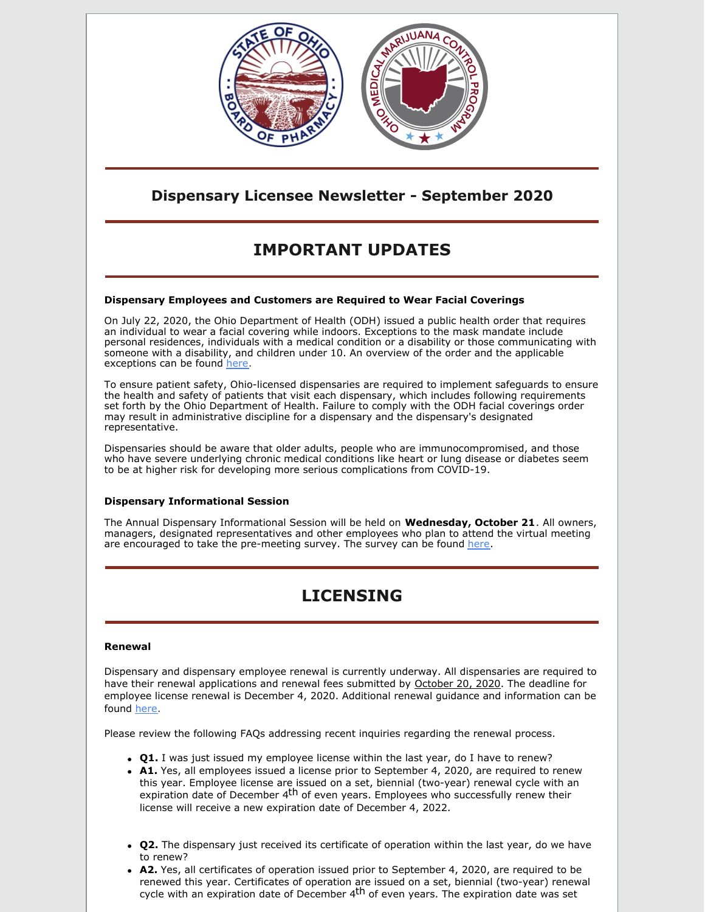## Dispensary Licensee Newsletter - September 2020

# IMPORTANT UPDATES

**Dispensary Employees and Customers are Required to Wear Facial Coverings**

On July 22, 2020, the Ohio Department of Health (ODH) issued a public health order that requires an individual to wear a facial covering while indoors. Exceptions to the mask mandate include personal residences, individuals with a medical condition or a disability or those communicating with someone with a disability, and children under 10. An overview of the order and the applicable exceptions can be found here.

To ensure patient safety, Ohio-licensed dispensaries are required to implement safeguards to ensure the health and safety of patients that visit each dispensary, which includes following requirements set forth by the Ohio Department of Health. Failure to comply with the ODH facial coverings order may result in administrative discipline for a dispensary and the dispensary's designated representative.

Dispensaries should be aware that older adults, people who are immunocompromised, and those who have severe underlying chronic medical conditions like heart or lung disease or diabetes seem to be at higher risk for developing more serious complications from COVID-19.

**Dispensary Informational Session**

The Annual Dispensary Informational Session will be held on **Wednesday, October 21**. All owners, managers, designated representatives and other employees who plan to attend the virtual meeting are encouraged to take the pre-meeting survey. The survey can be found here.

# LICENSING

**Renewal**

Dispensary and dispensary employee renewal is currently underway. All dispensaries are required to have their renewal applications and renewal fees submitted by October 20, 2020. The deadline for employee license renewal is December 4, 2020. Additional renewal guidance and information can be found here.

Please review the following FAQs addressing recent inquiries regarding the renewal process.

- **Q1.** I was just issued my employee license within the last year, do I have to renew?
- **A1.** Yes, all employees issued a license prior to September 4, 2020, are required to renew this year. Employee license are issued on a set, biennial (two-year) renewal cycle with an expiration date of December 4th of even years. Employees who successfully renew their license will receive a new expiration date of December 4, 2022.

- **Q2.** The dispensary just received its certificate of operation within the last year, do we have to renew?
- **A2.** Yes, all certificates of operation issued prior to September 4, 2020, are required to be renewed this year. Certificates of operation are issued on a set, biennial (two-year) renewal cycle with an expiration date of December 4th of even years. The expiration date was set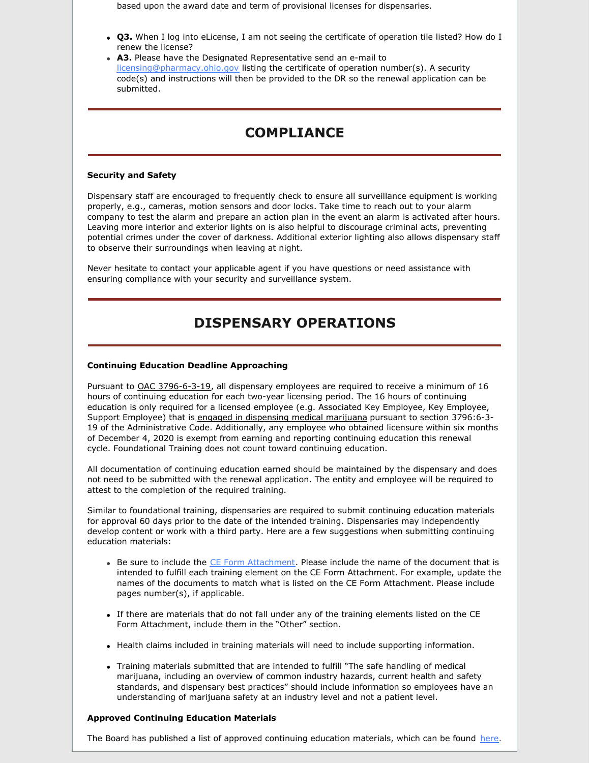based upon the award date and term of provisional licenses for dispensaries.

- **Q3.** When I log into eLicense, I am not seeing the certificate of operation tile listed? How do I renew the license?
- **A3.** Please have the Designated Representative send an e-mail to licensing@pharmacy.ohio.gov listing the certificate of operation number(s). A security code(s) and instructions will then be provided to the DR so the renewal application can be submitted.

# COMPLIANCE

**Security and Safety**

Dispensary staff are encouraged to frequently check to ensure all surveillance equipment is working properly, e.g., cameras, motion sensors and door locks. Take time to reach out to your alarm company to test the alarm and prepare an action plan in the event an alarm is activated after hours. Leaving more interior and exterior lights on is also helpful to discourage criminal acts, preventing potential crimes under the cover of darkness. Additional exterior lighting also allows dispensary staff to observe their surroundings when leaving at night.

Never hesitate to contact your applicable agent if you have questions or need assistance with ensuring compliance with your security and surveillance system.

# DISPENSARY OPERATIONS

**Continuing Education Deadline Approaching**

Pursuant to OAC 3796-6-3-19, all dispensary employees are required to receive a minimum of 16 hours of continuing education for each two-year licensing period. The 16 hours of continuing education is only required for a licensed employee (e.g. Associated Key Employee, Key Employee, Support Employee) that is engaged in dispensing medical marijuana pursuant to section 3796:6-3-19 of the Administrative Code. Additionally, any employee who obtained licensure within six months of December 4, 2020 is exempt from earning and reporting continuing education this renewal cycle. Foundational Training does not count toward continuing education.

All documentation of continuing education earned should be maintained by the dispensary and does not need to be submitted with the renewal application. The entity and employee will be required to attest to the completion of the required training.

Similar to foundational training, dispensaries are required to submit continuing education materials for approval 60 days prior to the date of the intended training. Dispensaries may independently develop content or work with a third party. Here are a few suggestions when submitting continuing education materials:

- Be sure to include the CE Form Attachment. Please include the name of the document that is intended to fulfill each training element on the CE Form Attachment. For example, update the names of the documents to match what is listed on the CE Form Attachment. Please include pages number(s), if applicable.
- If there are materials that do not fall under any of the training elements listed on the CE Form Attachment, include them in the "Other" section.
- Health claims included in training materials will need to include supporting information.
- Training materials submitted that are intended to fulfill "The safe handling of medical marijuana, including an overview of common industry hazards, current health and safety standards, and dispensary best practices" should include information so employees have an understanding of marijuana safety at an industry level and not a patient level.

**Approved Continuing Education Materials**

The Board has published a list of approved continuing education materials, which can be found here.